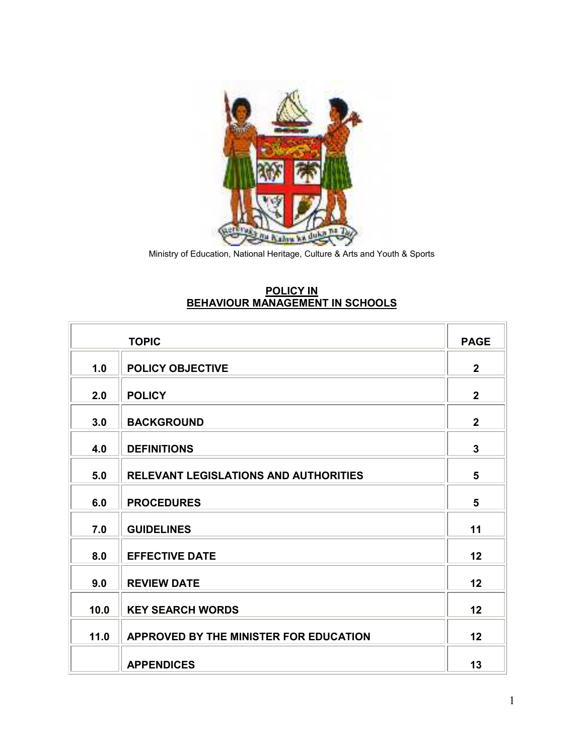Ministry of Education, National Heritage, Culture & Arts and Youth & Sports

# POLICY IN BEHAVIOUR MANAGEMENT IN SCHOOLS

| TOPIC | | PAGE |
|---|---|---|
| 1.0 | POLICY OBJECTIVE | 2 |
| 2.0 | POLICY | 2 |
| 3.0 | BACKGROUND | 2 |
| 4.0 | DEFINITIONS | 3 |
| 5.0 | RELEVANT LEGISLATIONS AND AUTHORITIES | 5 |
| 6.0 | PROCEDURES | 5 |
| 7.0 | GUIDELINES | 11 |
| 8.0 | EFFECTIVE DATE | 12 |
| 9.0 | REVIEW DATE | 12 |
| 10.0 | KEY SEARCH WORDS | 12 |
| 11.0 | APPROVED BY THE MINISTER FOR EDUCATION | 12 |
| | APPENDICES | 13 |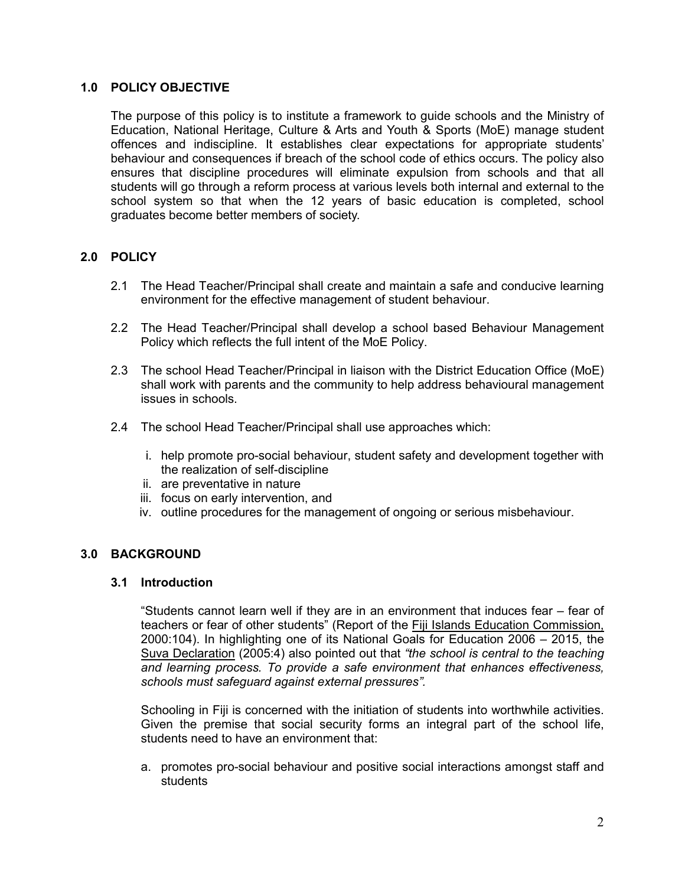## 1.0 POLICY OBJECTIVE

The purpose of this policy is to institute a framework to guide schools and the Ministry of Education, National Heritage, Culture & Arts and Youth & Sports (MoE) manage student offences and indiscipline. It establishes clear expectations for appropriate students' behaviour and consequences if breach of the school code of ethics occurs. The policy also ensures that discipline procedures will eliminate expulsion from schools and that all students will go through a reform process at various levels both internal and external to the school system so that when the 12 years of basic education is completed, school graduates become better members of society.

## 2.0 POLICY

2.1 The Head Teacher/Principal shall create and maintain a safe and conducive learning environment for the effective management of student behaviour.

2.2 The Head Teacher/Principal shall develop a school based Behaviour Management Policy which reflects the full intent of the MoE Policy.

2.3 The school Head Teacher/Principal in liaison with the District Education Office (MoE) shall work with parents and the community to help address behavioural management issues in schools.

2.4 The school Head Teacher/Principal shall use approaches which:

i. help promote pro-social behaviour, student safety and development together with the realization of self-discipline
ii. are preventative in nature
iii. focus on early intervention, and
iv. outline procedures for the management of ongoing or serious misbehaviour.

## 3.0 BACKGROUND

### 3.1 Introduction

"Students cannot learn well if they are in an environment that induces fear – fear of teachers or fear of other students" (Report of the Fiji Islands Education Commission, 2000:104). In highlighting one of its National Goals for Education 2006 – 2015, the Suva Declaration (2005:4) also pointed out that *"the school is central to the teaching and learning process. To provide a safe environment that enhances effectiveness, schools must safeguard against external pressures".*

Schooling in Fiji is concerned with the initiation of students into worthwhile activities. Given the premise that social security forms an integral part of the school life, students need to have an environment that:

a. promotes pro-social behaviour and positive social interactions amongst staff and students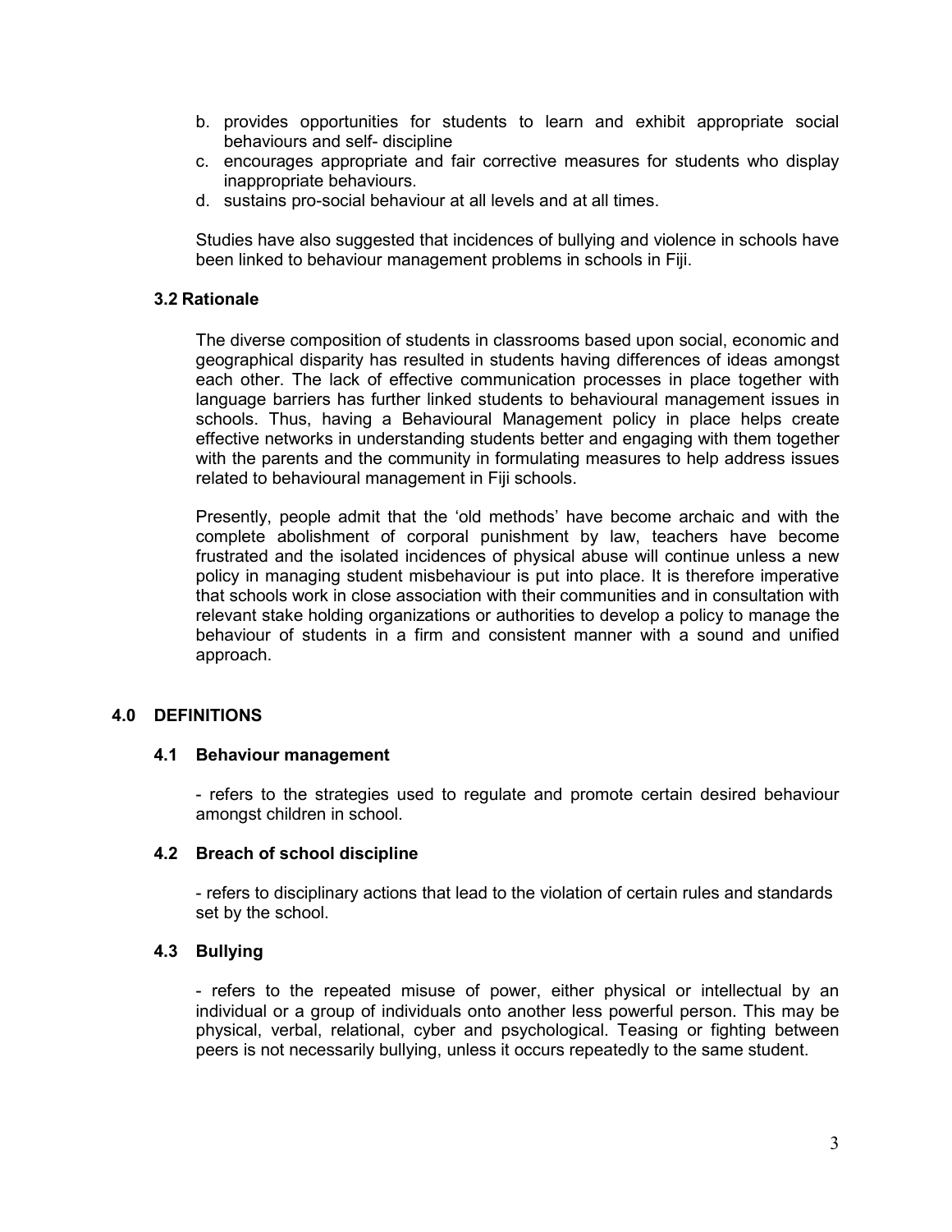b. provides opportunities for students to learn and exhibit appropriate social behaviours and self- discipline
c. encourages appropriate and fair corrective measures for students who display inappropriate behaviours.
d. sustains pro-social behaviour at all levels and at all times.

Studies have also suggested that incidences of bullying and violence in schools have been linked to behaviour management problems in schools in Fiji.

### 3.2 Rationale

The diverse composition of students in classrooms based upon social, economic and geographical disparity has resulted in students having differences of ideas amongst each other. The lack of effective communication processes in place together with language barriers has further linked students to behavioural management issues in schools. Thus, having a Behavioural Management policy in place helps create effective networks in understanding students better and engaging with them together with the parents and the community in formulating measures to help address issues related to behavioural management in Fiji schools.

Presently, people admit that the 'old methods' have become archaic and with the complete abolishment of corporal punishment by law, teachers have become frustrated and the isolated incidences of physical abuse will continue unless a new policy in managing student misbehaviour is put into place. It is therefore imperative that schools work in close association with their communities and in consultation with relevant stake holding organizations or authorities to develop a policy to manage the behaviour of students in a firm and consistent manner with a sound and unified approach.

## 4.0 DEFINITIONS

### 4.1 Behaviour management

- refers to the strategies used to regulate and promote certain desired behaviour amongst children in school.

### 4.2 Breach of school discipline

- refers to disciplinary actions that lead to the violation of certain rules and standards set by the school.

### 4.3 Bullying

- refers to the repeated misuse of power, either physical or intellectual by an individual or a group of individuals onto another less powerful person. This may be physical, verbal, relational, cyber and psychological. Teasing or fighting between peers is not necessarily bullying, unless it occurs repeatedly to the same student.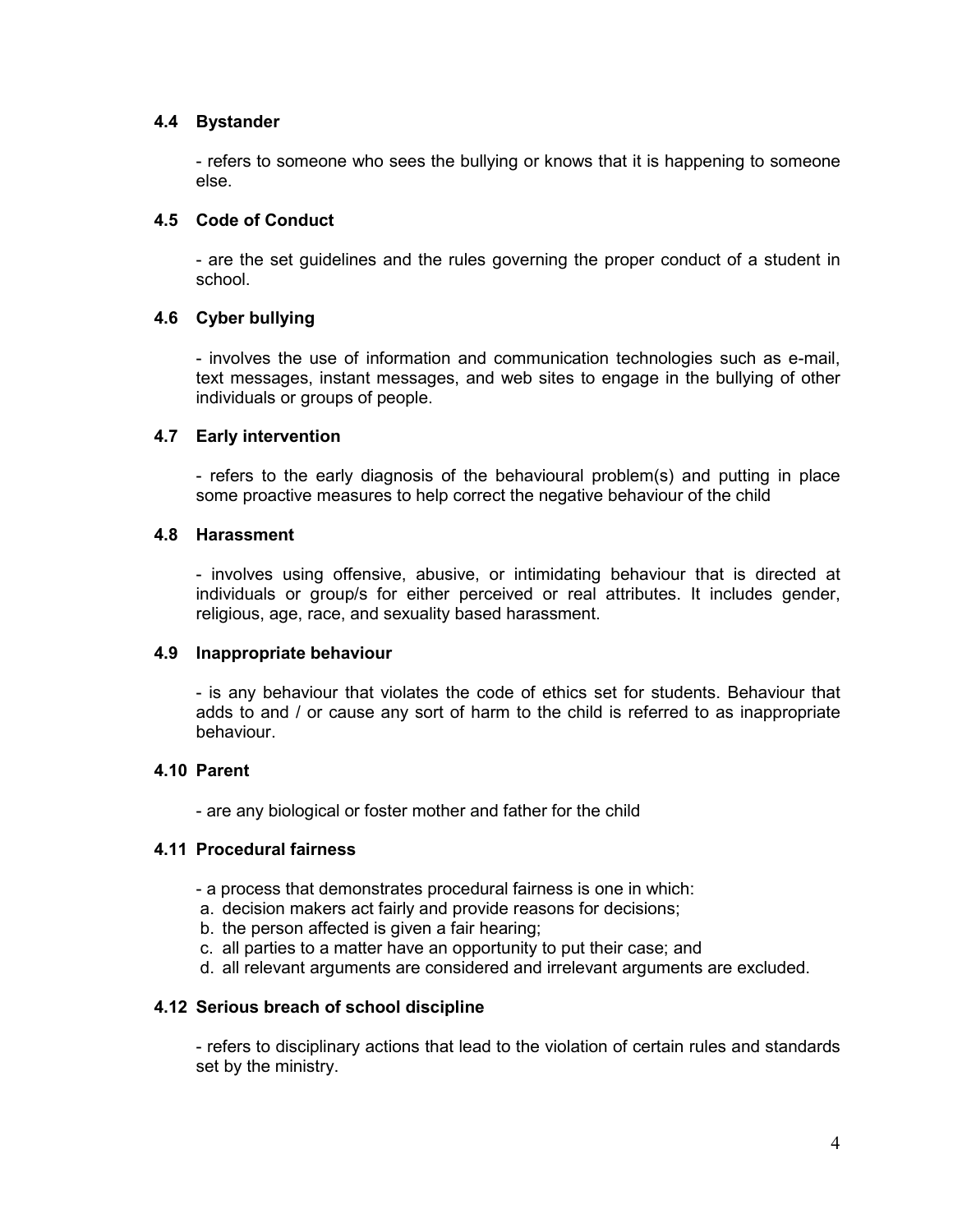### 4.4 Bystander

- refers to someone who sees the bullying or knows that it is happening to someone else.

### 4.5 Code of Conduct

- are the set guidelines and the rules governing the proper conduct of a student in school.

### 4.6 Cyber bullying

- involves the use of information and communication technologies such as e-mail, text messages, instant messages, and web sites to engage in the bullying of other individuals or groups of people.

### 4.7 Early intervention

- refers to the early diagnosis of the behavioural problem(s) and putting in place some proactive measures to help correct the negative behaviour of the child

### 4.8 Harassment

- involves using offensive, abusive, or intimidating behaviour that is directed at individuals or group/s for either perceived or real attributes. It includes gender, religious, age, race, and sexuality based harassment.

### 4.9 Inappropriate behaviour

- is any behaviour that violates the code of ethics set for students. Behaviour that adds to and / or cause any sort of harm to the child is referred to as inappropriate behaviour.

### 4.10 Parent

- are any biological or foster mother and father for the child

### 4.11 Procedural fairness

- a process that demonstrates procedural fairness is one in which:

a. decision makers act fairly and provide reasons for decisions;
b. the person affected is given a fair hearing;
c. all parties to a matter have an opportunity to put their case; and
d. all relevant arguments are considered and irrelevant arguments are excluded.

### 4.12 Serious breach of school discipline

- refers to disciplinary actions that lead to the violation of certain rules and standards set by the ministry.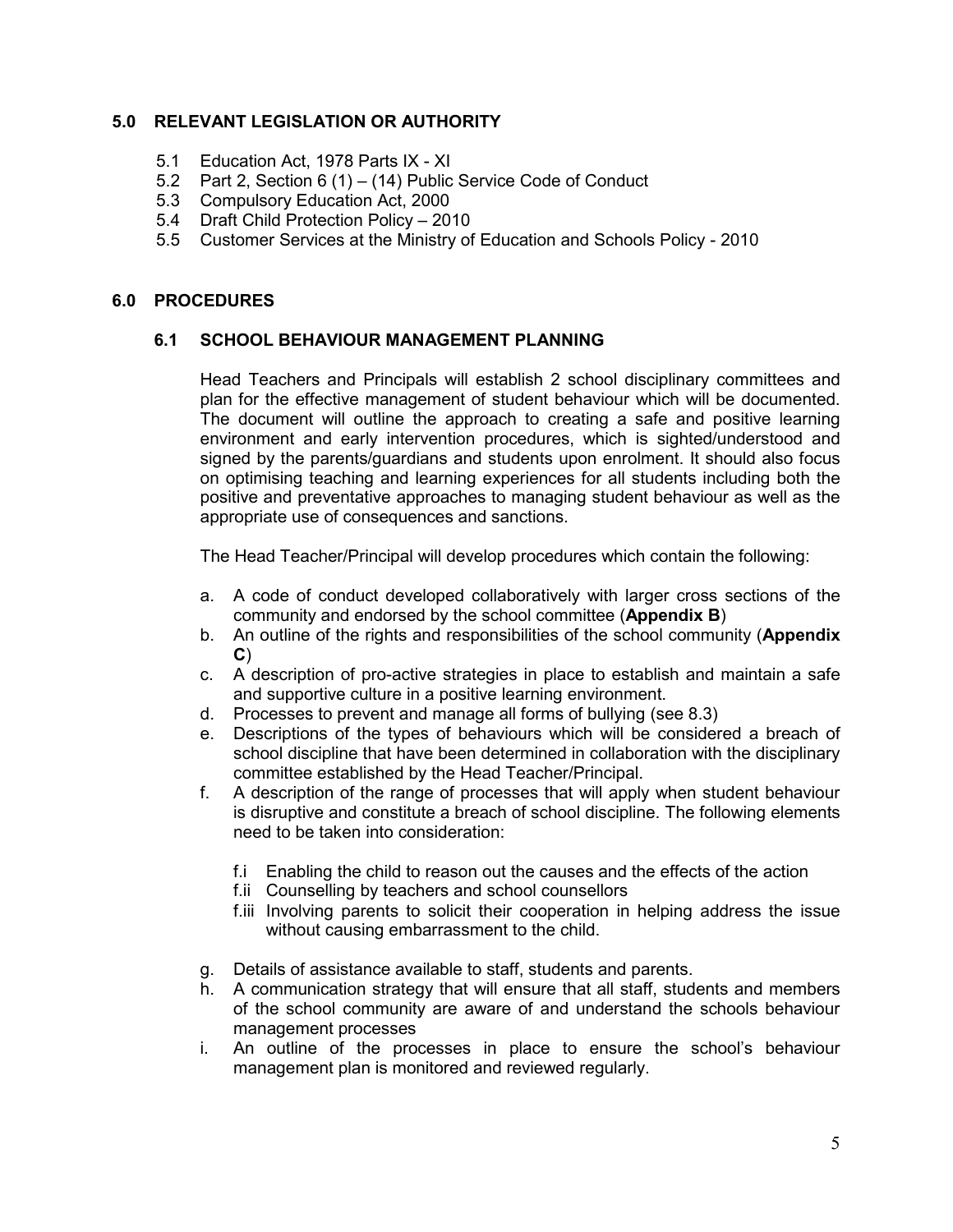## 5.0 RELEVANT LEGISLATION OR AUTHORITY

- 5.1 Education Act, 1978 Parts IX - XI
- 5.2 Part 2, Section 6 (1) – (14) Public Service Code of Conduct
- 5.3 Compulsory Education Act, 2000
- 5.4 Draft Child Protection Policy – 2010
- 5.5 Customer Services at the Ministry of Education and Schools Policy - 2010

## 6.0 PROCEDURES

### 6.1 SCHOOL BEHAVIOUR MANAGEMENT PLANNING

Head Teachers and Principals will establish 2 school disciplinary committees and plan for the effective management of student behaviour which will be documented. The document will outline the approach to creating a safe and positive learning environment and early intervention procedures, which is sighted/understood and signed by the parents/guardians and students upon enrolment. It should also focus on optimising teaching and learning experiences for all students including both the positive and preventative approaches to managing student behaviour as well as the appropriate use of consequences and sanctions.

The Head Teacher/Principal will develop procedures which contain the following:

a. A code of conduct developed collaboratively with larger cross sections of the community and endorsed by the school committee (**Appendix B**)

b. An outline of the rights and responsibilities of the school community (**Appendix C**)

c. A description of pro-active strategies in place to establish and maintain a safe and supportive culture in a positive learning environment.

d. Processes to prevent and manage all forms of bullying (see 8.3)

e. Descriptions of the types of behaviours which will be considered a breach of school discipline that have been determined in collaboration with the disciplinary committee established by the Head Teacher/Principal.

f. A description of the range of processes that will apply when student behaviour is disruptive and constitute a breach of school discipline. The following elements need to be taken into consideration:

   - f.i Enabling the child to reason out the causes and the effects of the action
   - f.ii Counselling by teachers and school counsellors
   - f.iii Involving parents to solicit their cooperation in helping address the issue without causing embarrassment to the child.

g. Details of assistance available to staff, students and parents.

h. A communication strategy that will ensure that all staff, students and members of the school community are aware of and understand the schools behaviour management processes

i. An outline of the processes in place to ensure the school's behaviour management plan is monitored and reviewed regularly.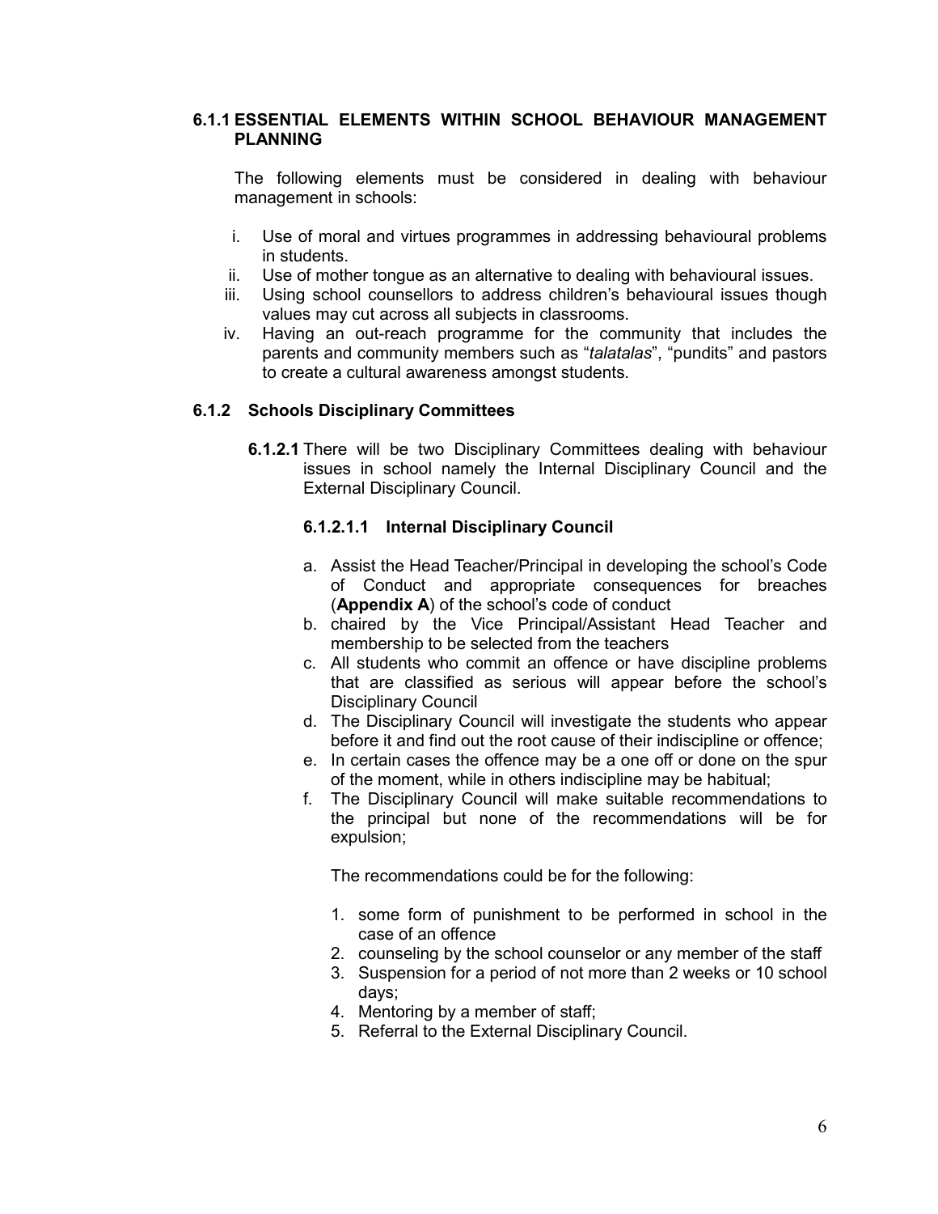### 6.1.1 ESSENTIAL ELEMENTS WITHIN SCHOOL BEHAVIOUR MANAGEMENT PLANNING

The following elements must be considered in dealing with behaviour management in schools:

i. Use of moral and virtues programmes in addressing behavioural problems in students.
ii. Use of mother tongue as an alternative to dealing with behavioural issues.
iii. Using school counsellors to address children's behavioural issues though values may cut across all subjects in classrooms.
iv. Having an out-reach programme for the community that includes the parents and community members such as "*talatalas*", "pundits" and pastors to create a cultural awareness amongst students.

### 6.1.2 Schools Disciplinary Committees

**6.1.2.1** There will be two Disciplinary Committees dealing with behaviour issues in school namely the Internal Disciplinary Council and the External Disciplinary Council.

#### 6.1.2.1.1 Internal Disciplinary Council

a. Assist the Head Teacher/Principal in developing the school's Code of Conduct and appropriate consequences for breaches (**Appendix A**) of the school's code of conduct
b. chaired by the Vice Principal/Assistant Head Teacher and membership to be selected from the teachers
c. All students who commit an offence or have discipline problems that are classified as serious will appear before the school's Disciplinary Council
d. The Disciplinary Council will investigate the students who appear before it and find out the root cause of their indiscipline or offence;
e. In certain cases the offence may be a one off or done on the spur of the moment, while in others indiscipline may be habitual;
f. The Disciplinary Council will make suitable recommendations to the principal but none of the recommendations will be for expulsion;

   The recommendations could be for the following:

   1. some form of punishment to be performed in school in the case of an offence
   2. counseling by the school counselor or any member of the staff
   3. Suspension for a period of not more than 2 weeks or 10 school days;
   4. Mentoring by a member of staff;
   5. Referral to the External Disciplinary Council.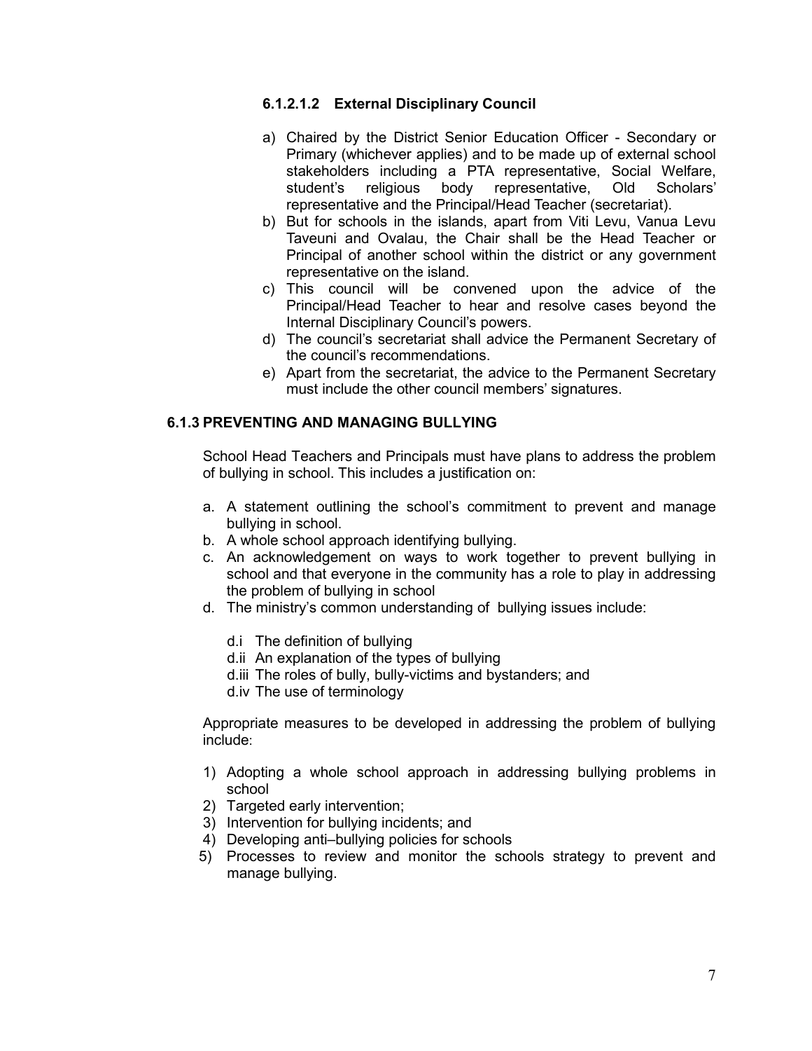#### 6.1.2.1.2 External Disciplinary Council

a) Chaired by the District Senior Education Officer - Secondary or Primary (whichever applies) and to be made up of external school stakeholders including a PTA representative, Social Welfare, student's religious body representative, Old Scholars' representative and the Principal/Head Teacher (secretariat).
b) But for schools in the islands, apart from Viti Levu, Vanua Levu Taveuni and Ovalau, the Chair shall be the Head Teacher or Principal of another school within the district or any government representative on the island.
c) This council will be convened upon the advice of the Principal/Head Teacher to hear and resolve cases beyond the Internal Disciplinary Council's powers.
d) The council's secretariat shall advice the Permanent Secretary of the council's recommendations.
e) Apart from the secretariat, the advice to the Permanent Secretary must include the other council members' signatures.

### 6.1.3 PREVENTING AND MANAGING BULLYING

School Head Teachers and Principals must have plans to address the problem of bullying in school. This includes a justification on:

a. A statement outlining the school's commitment to prevent and manage bullying in school.
b. A whole school approach identifying bullying.
c. An acknowledgement on ways to work together to prevent bullying in school and that everyone in the community has a role to play in addressing the problem of bullying in school
d. The ministry's common understanding of bullying issues include:
    - d.i The definition of bullying
    - d.ii An explanation of the types of bullying
    - d.iii The roles of bully, bully-victims and bystanders; and
    - d.iv The use of terminology

Appropriate measures to be developed in addressing the problem of bullying include:

1) Adopting a whole school approach in addressing bullying problems in school
2) Targeted early intervention;
3) Intervention for bullying incidents; and
4) Developing anti–bullying policies for schools
5) Processes to review and monitor the schools strategy to prevent and manage bullying.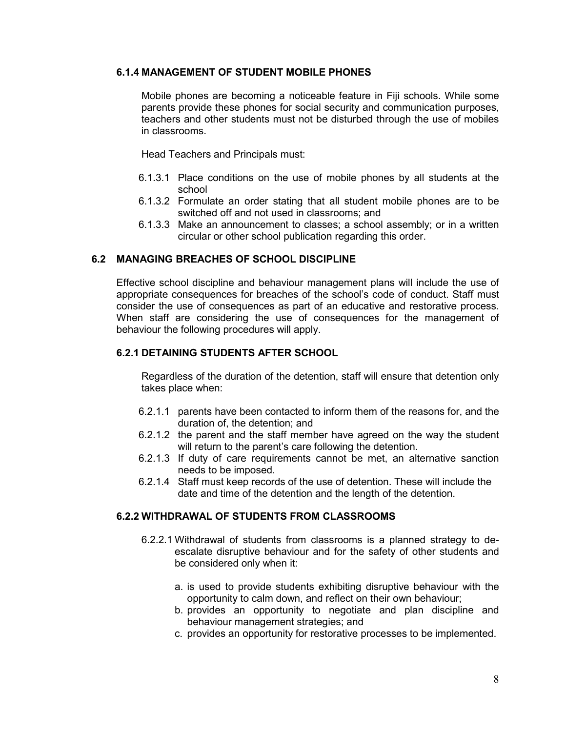### 6.1.4 MANAGEMENT OF STUDENT MOBILE PHONES

Mobile phones are becoming a noticeable feature in Fiji schools. While some parents provide these phones for social security and communication purposes, teachers and other students must not be disturbed through the use of mobiles in classrooms.

Head Teachers and Principals must:

- 6.1.3.1 Place conditions on the use of mobile phones by all students at the school
- 6.1.3.2 Formulate an order stating that all student mobile phones are to be switched off and not used in classrooms; and
- 6.1.3.3 Make an announcement to classes; a school assembly; or in a written circular or other school publication regarding this order.

## 6.2 MANAGING BREACHES OF SCHOOL DISCIPLINE

Effective school discipline and behaviour management plans will include the use of appropriate consequences for breaches of the school's code of conduct. Staff must consider the use of consequences as part of an educative and restorative process. When staff are considering the use of consequences for the management of behaviour the following procedures will apply.

### 6.2.1 DETAINING STUDENTS AFTER SCHOOL

Regardless of the duration of the detention, staff will ensure that detention only takes place when:

- 6.2.1.1 parents have been contacted to inform them of the reasons for, and the duration of, the detention; and
- 6.2.1.2 the parent and the staff member have agreed on the way the student will return to the parent's care following the detention.
- 6.2.1.3 If duty of care requirements cannot be met, an alternative sanction needs to be imposed.
- 6.2.1.4 Staff must keep records of the use of detention. These will include the date and time of the detention and the length of the detention.

### 6.2.2 WITHDRAWAL OF STUDENTS FROM CLASSROOMS

6.2.2.1 Withdrawal of students from classrooms is a planned strategy to de-escalate disruptive behaviour and for the safety of other students and be considered only when it:

a. is used to provide students exhibiting disruptive behaviour with the opportunity to calm down, and reflect on their own behaviour;
b. provides an opportunity to negotiate and plan discipline and behaviour management strategies; and
c. provides an opportunity for restorative processes to be implemented.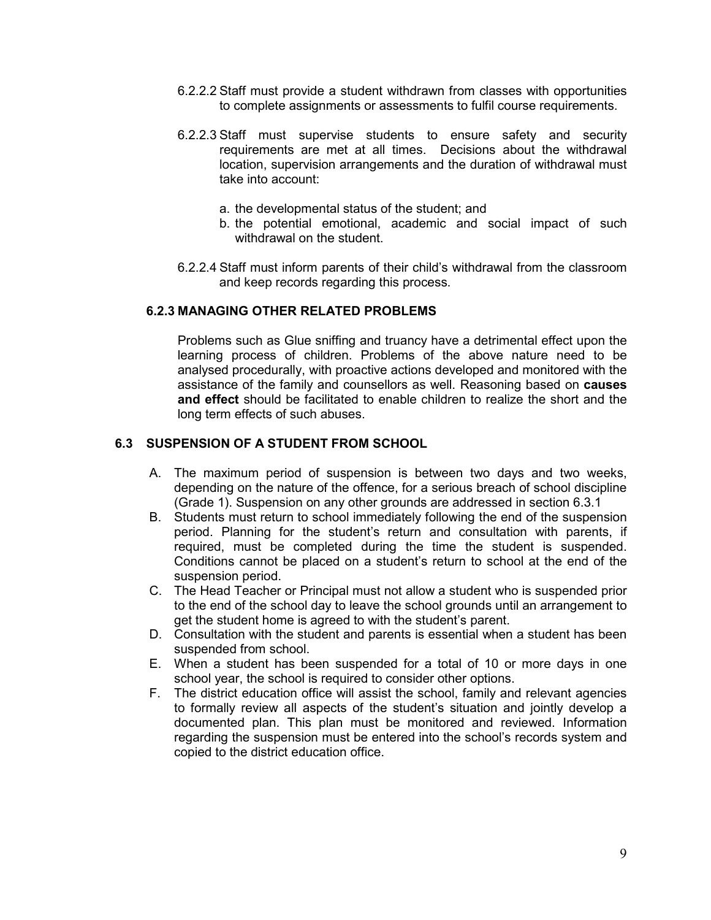6.2.2.2 Staff must provide a student withdrawn from classes with opportunities to complete assignments or assessments to fulfil course requirements.

6.2.2.3 Staff must supervise students to ensure safety and security requirements are met at all times. Decisions about the withdrawal location, supervision arrangements and the duration of withdrawal must take into account:

a. the developmental status of the student; and
b. the potential emotional, academic and social impact of such withdrawal on the student.

6.2.2.4 Staff must inform parents of their child's withdrawal from the classroom and keep records regarding this process.

### 6.2.3 MANAGING OTHER RELATED PROBLEMS

Problems such as Glue sniffing and truancy have a detrimental effect upon the learning process of children. Problems of the above nature need to be analysed procedurally, with proactive actions developed and monitored with the assistance of the family and counsellors as well. Reasoning based on **causes and effect** should be facilitated to enable children to realize the short and the long term effects of such abuses.

## 6.3 SUSPENSION OF A STUDENT FROM SCHOOL

A. The maximum period of suspension is between two days and two weeks, depending on the nature of the offence, for a serious breach of school discipline (Grade 1). Suspension on any other grounds are addressed in section 6.3.1
B. Students must return to school immediately following the end of the suspension period. Planning for the student's return and consultation with parents, if required, must be completed during the time the student is suspended. Conditions cannot be placed on a student's return to school at the end of the suspension period.
C. The Head Teacher or Principal must not allow a student who is suspended prior to the end of the school day to leave the school grounds until an arrangement to get the student home is agreed to with the student's parent.
D. Consultation with the student and parents is essential when a student has been suspended from school.
E. When a student has been suspended for a total of 10 or more days in one school year, the school is required to consider other options.
F. The district education office will assist the school, family and relevant agencies to formally review all aspects of the student's situation and jointly develop a documented plan. This plan must be monitored and reviewed. Information regarding the suspension must be entered into the school's records system and copied to the district education office.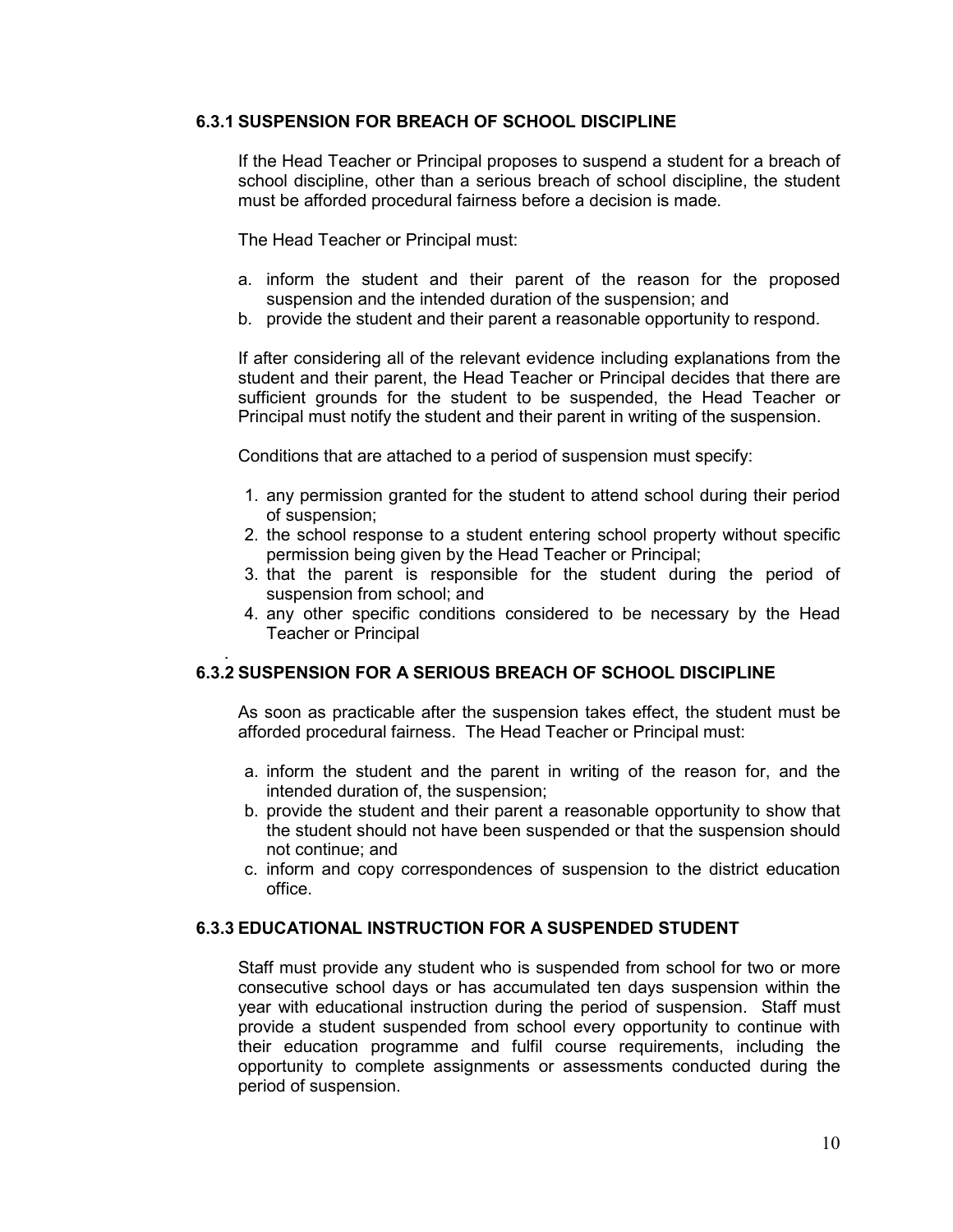### 6.3.1 SUSPENSION FOR BREACH OF SCHOOL DISCIPLINE

If the Head Teacher or Principal proposes to suspend a student for a breach of school discipline, other than a serious breach of school discipline, the student must be afforded procedural fairness before a decision is made.

The Head Teacher or Principal must:

a. inform the student and their parent of the reason for the proposed suspension and the intended duration of the suspension; and
b. provide the student and their parent a reasonable opportunity to respond.

If after considering all of the relevant evidence including explanations from the student and their parent, the Head Teacher or Principal decides that there are sufficient grounds for the student to be suspended, the Head Teacher or Principal must notify the student and their parent in writing of the suspension.

Conditions that are attached to a period of suspension must specify:

1. any permission granted for the student to attend school during their period of suspension;
2. the school response to a student entering school property without specific permission being given by the Head Teacher or Principal;
3. that the parent is responsible for the student during the period of suspension from school; and
4. any other specific conditions considered to be necessary by the Head Teacher or Principal

### 6.3.2 SUSPENSION FOR A SERIOUS BREACH OF SCHOOL DISCIPLINE

As soon as practicable after the suspension takes effect, the student must be afforded procedural fairness. The Head Teacher or Principal must:

a. inform the student and the parent in writing of the reason for, and the intended duration of, the suspension;
b. provide the student and their parent a reasonable opportunity to show that the student should not have been suspended or that the suspension should not continue; and
c. inform and copy correspondences of suspension to the district education office.

### 6.3.3 EDUCATIONAL INSTRUCTION FOR A SUSPENDED STUDENT

Staff must provide any student who is suspended from school for two or more consecutive school days or has accumulated ten days suspension within the year with educational instruction during the period of suspension. Staff must provide a student suspended from school every opportunity to continue with their education programme and fulfil course requirements, including the opportunity to complete assignments or assessments conducted during the period of suspension.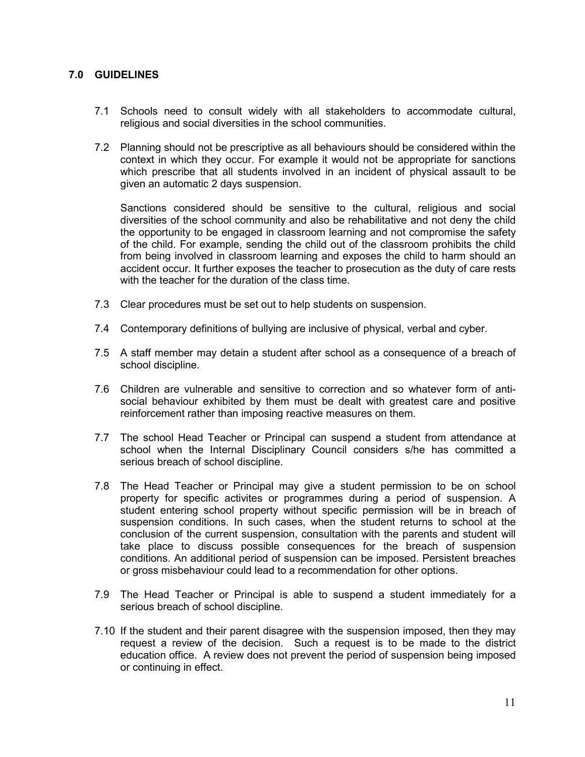## 7.0 GUIDELINES

7.1 Schools need to consult widely with all stakeholders to accommodate cultural, religious and social diversities in the school communities.

7.2 Planning should not be prescriptive as all behaviours should be considered within the context in which they occur. For example it would not be appropriate for sanctions which prescribe that all students involved in an incident of physical assault to be given an automatic 2 days suspension.

Sanctions considered should be sensitive to the cultural, religious and social diversities of the school community and also be rehabilitative and not deny the child the opportunity to be engaged in classroom learning and not compromise the safety of the child. For example, sending the child out of the classroom prohibits the child from being involved in classroom learning and exposes the child to harm should an accident occur. It further exposes the teacher to prosecution as the duty of care rests with the teacher for the duration of the class time.

7.3 Clear procedures must be set out to help students on suspension.

7.4 Contemporary definitions of bullying are inclusive of physical, verbal and cyber.

7.5 A staff member may detain a student after school as a consequence of a breach of school discipline.

7.6 Children are vulnerable and sensitive to correction and so whatever form of anti-social behaviour exhibited by them must be dealt with greatest care and positive reinforcement rather than imposing reactive measures on them.

7.7 The school Head Teacher or Principal can suspend a student from attendance at school when the Internal Disciplinary Council considers s/he has committed a serious breach of school discipline.

7.8 The Head Teacher or Principal may give a student permission to be on school property for specific activites or programmes during a period of suspension. A student entering school property without specific permission will be in breach of suspension conditions. In such cases, when the student returns to school at the conclusion of the current suspension, consultation with the parents and student will take place to discuss possible consequences for the breach of suspension conditions. An additional period of suspension can be imposed. Persistent breaches or gross misbehaviour could lead to a recommendation for other options.

7.9 The Head Teacher or Principal is able to suspend a student immediately for a serious breach of school discipline.

7.10 If the student and their parent disagree with the suspension imposed, then they may request a review of the decision. Such a request is to be made to the district education office. A review does not prevent the period of suspension being imposed or continuing in effect.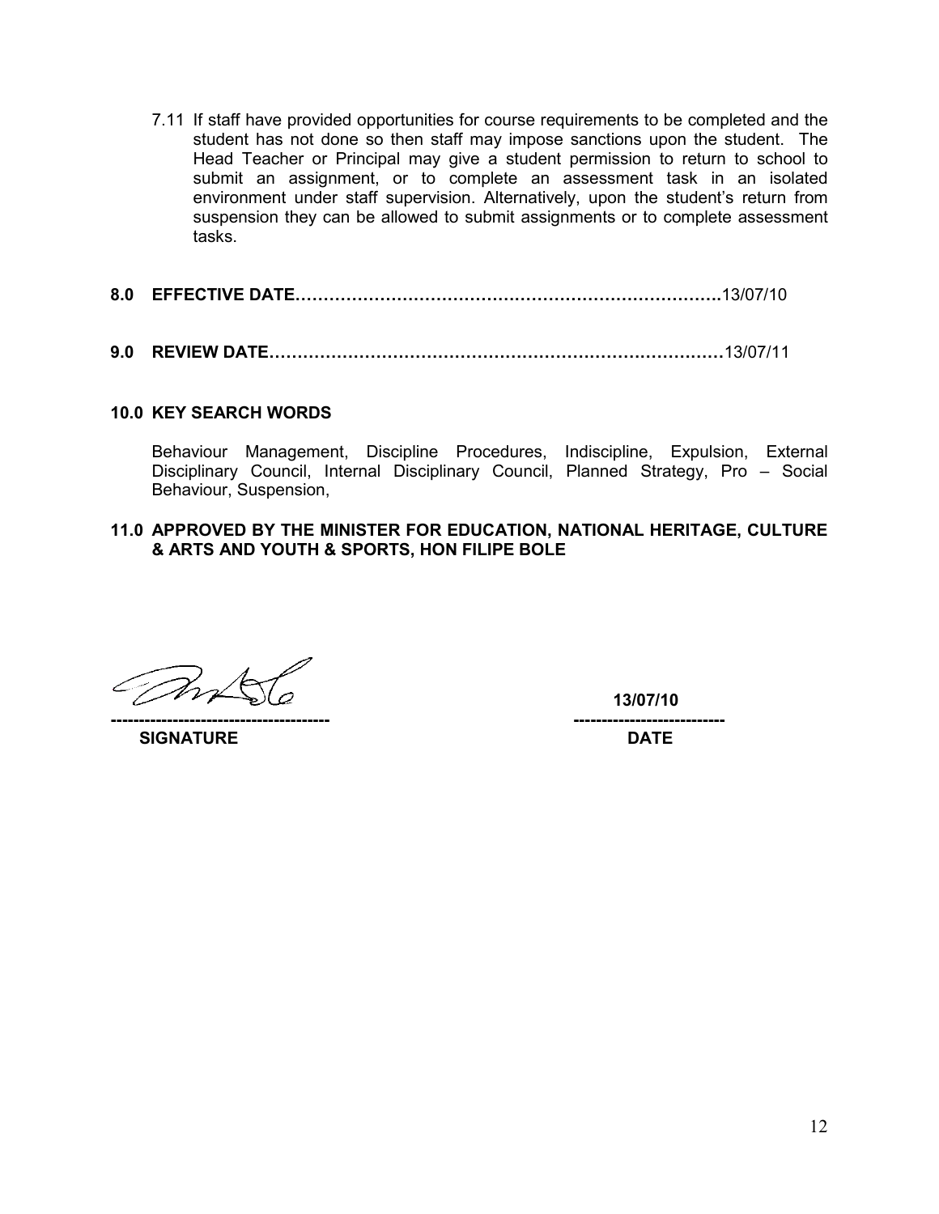7.11 If staff have provided opportunities for course requirements to be completed and the student has not done so then staff may impose sanctions upon the student. The Head Teacher or Principal may give a student permission to return to school to submit an assignment, or to complete an assessment task in an isolated environment under staff supervision. Alternatively, upon the student's return from suspension they can be allowed to submit assignments or to complete assessment tasks.

**8.0 EFFECTIVE DATE……………………………………………………………….**13/07/10

**9.0 REVIEW DATE……………………………………………………………………**13/07/11

**10.0 KEY SEARCH WORDS**

Behaviour Management, Discipline Procedures, Indiscipline, Expulsion, External Disciplinary Council, Internal Disciplinary Council, Planned Strategy, Pro – Social Behaviour, Suspension,

**11.0 APPROVED BY THE MINISTER FOR EDUCATION, NATIONAL HERITAGE, CULTURE & ARTS AND YOUTH & SPORTS, HON FILIPE BOLE**

| --------------------------------------- | -------------------------- |
|---|---|
| **SIGNATURE** | **13/07/10** |
| | **DATE** |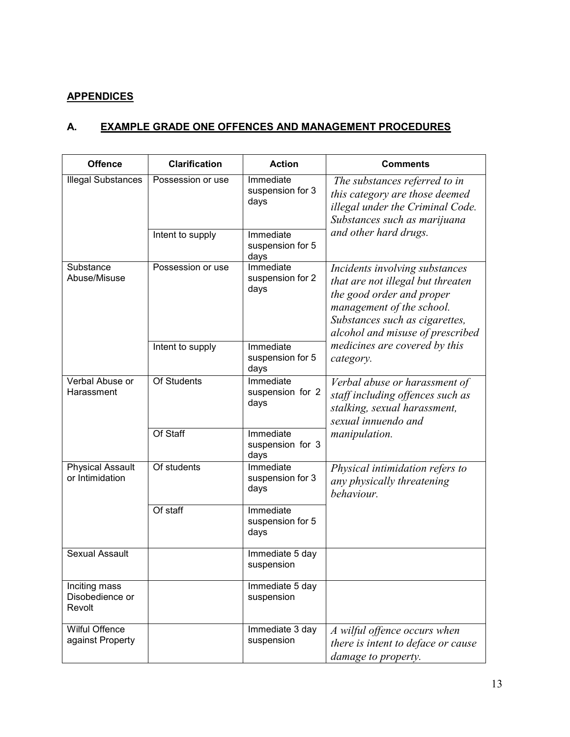## APPENDICES

### A. EXAMPLE GRADE ONE OFFENCES AND MANAGEMENT PROCEDURES

| Offence | Clarification | Action | Comments |
|---|---|---|---|
| Illegal Substances | Possession or use | Immediate suspension for 3 days | *The substances referred to in this category are those deemed illegal under the Criminal Code. Substances such as marijuana and other hard drugs.* |
| | Intent to supply | Immediate suspension for 5 days | |
| Substance Abuse/Misuse | Possession or use | Immediate suspension for 2 days | *Incidents involving substances that are not illegal but threaten the good order and proper management of the school. Substances such as cigarettes, alcohol and misuse of prescribed medicines are covered by this category.* |
| | Intent to supply | Immediate suspension for 5 days | |
| Verbal Abuse or Harassment | Of Students | Immediate suspension for 2 days | *Verbal abuse or harassment of staff including offences such as stalking, sexual harassment, sexual innuendo and manipulation.* |
| | Of Staff | Immediate suspension for 3 days | |
| Physical Assault or Intimidation | Of students | Immediate suspension for 3 days | *Physical intimidation refers to any physically threatening behaviour.* |
| | Of staff | Immediate suspension for 5 days | |
| Sexual Assault | | Immediate 5 day suspension | |
| Inciting mass Disobedience or Revolt | | Immediate 5 day suspension | |
| Wilful Offence against Property | | Immediate 3 day suspension | *A wilful offence occurs when there is intent to deface or cause damage to property.* |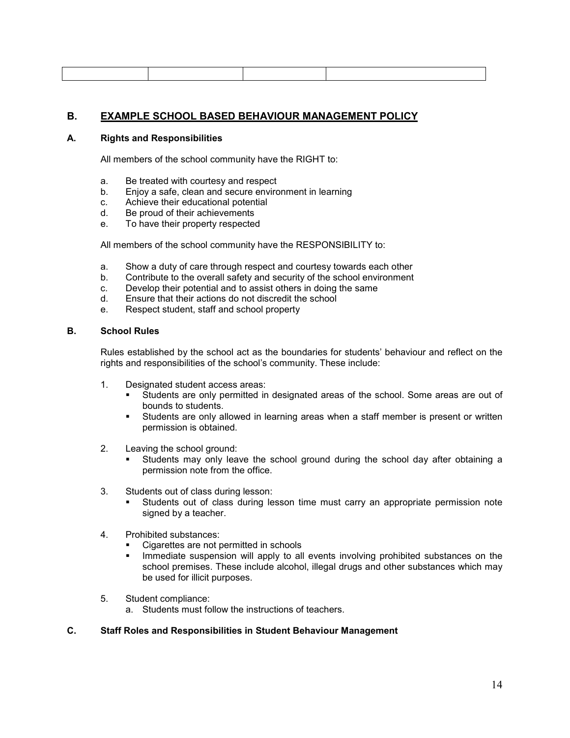| | | | |
|---|---|---|---|

## B. EXAMPLE SCHOOL BASED BEHAVIOUR MANAGEMENT POLICY

### A. Rights and Responsibilities

All members of the school community have the RIGHT to:

a. Be treated with courtesy and respect
b. Enjoy a safe, clean and secure environment in learning
c. Achieve their educational potential
d. Be proud of their achievements
e. To have their property respected

All members of the school community have the RESPONSIBILITY to:

a. Show a duty of care through respect and courtesy towards each other
b. Contribute to the overall safety and security of the school environment
c. Develop their potential and to assist others in doing the same
d. Ensure that their actions do not discredit the school
e. Respect student, staff and school property

### B. School Rules

Rules established by the school act as the boundaries for students' behaviour and reflect on the rights and responsibilities of the school's community. These include:

1. Designated student access areas:
   - Students are only permitted in designated areas of the school. Some areas are out of bounds to students.
   - Students are only allowed in learning areas when a staff member is present or written permission is obtained.

2. Leaving the school ground:
   - Students may only leave the school ground during the school day after obtaining a permission note from the office.

3. Students out of class during lesson:
   - Students out of class during lesson time must carry an appropriate permission note signed by a teacher.

4. Prohibited substances:
   - Cigarettes are not permitted in schools
   - Immediate suspension will apply to all events involving prohibited substances on the school premises. These include alcohol, illegal drugs and other substances which may be used for illicit purposes.

5. Student compliance:
   a. Students must follow the instructions of teachers.

### C. Staff Roles and Responsibilities in Student Behaviour Management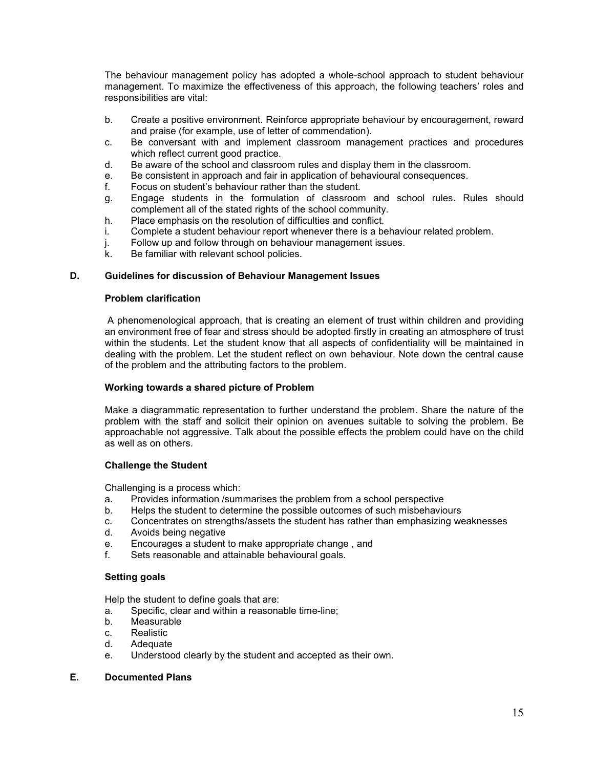The behaviour management policy has adopted a whole-school approach to student behaviour management. To maximize the effectiveness of this approach, the following teachers' roles and responsibilities are vital:

b. Create a positive environment. Reinforce appropriate behaviour by encouragement, reward and praise (for example, use of letter of commendation).
c. Be conversant with and implement classroom management practices and procedures which reflect current good practice.
d. Be aware of the school and classroom rules and display them in the classroom.
e. Be consistent in approach and fair in application of behavioural consequences.
f. Focus on student's behaviour rather than the student.
g. Engage students in the formulation of classroom and school rules. Rules should complement all of the stated rights of the school community.
h. Place emphasis on the resolution of difficulties and conflict.
i. Complete a student behaviour report whenever there is a behaviour related problem.
j. Follow up and follow through on behaviour management issues.
k. Be familiar with relevant school policies.

## D. Guidelines for discussion of Behaviour Management Issues

### Problem clarification

A phenomenological approach, that is creating an element of trust within children and providing an environment free of fear and stress should be adopted firstly in creating an atmosphere of trust within the students. Let the student know that all aspects of confidentiality will be maintained in dealing with the problem. Let the student reflect on own behaviour. Note down the central cause of the problem and the attributing factors to the problem.

### Working towards a shared picture of Problem

Make a diagrammatic representation to further understand the problem. Share the nature of the problem with the staff and solicit their opinion on avenues suitable to solving the problem. Be approachable not aggressive. Talk about the possible effects the problem could have on the child as well as on others.

### Challenge the Student

Challenging is a process which:

a. Provides information /summarises the problem from a school perspective
b. Helps the student to determine the possible outcomes of such misbehaviours
c. Concentrates on strengths/assets the student has rather than emphasizing weaknesses
d. Avoids being negative
e. Encourages a student to make appropriate change , and
f. Sets reasonable and attainable behavioural goals.

### Setting goals

Help the student to define goals that are:

a. Specific, clear and within a reasonable time-line;
b. Measurable
c. Realistic
d. Adequate
e. Understood clearly by the student and accepted as their own.

## E. Documented Plans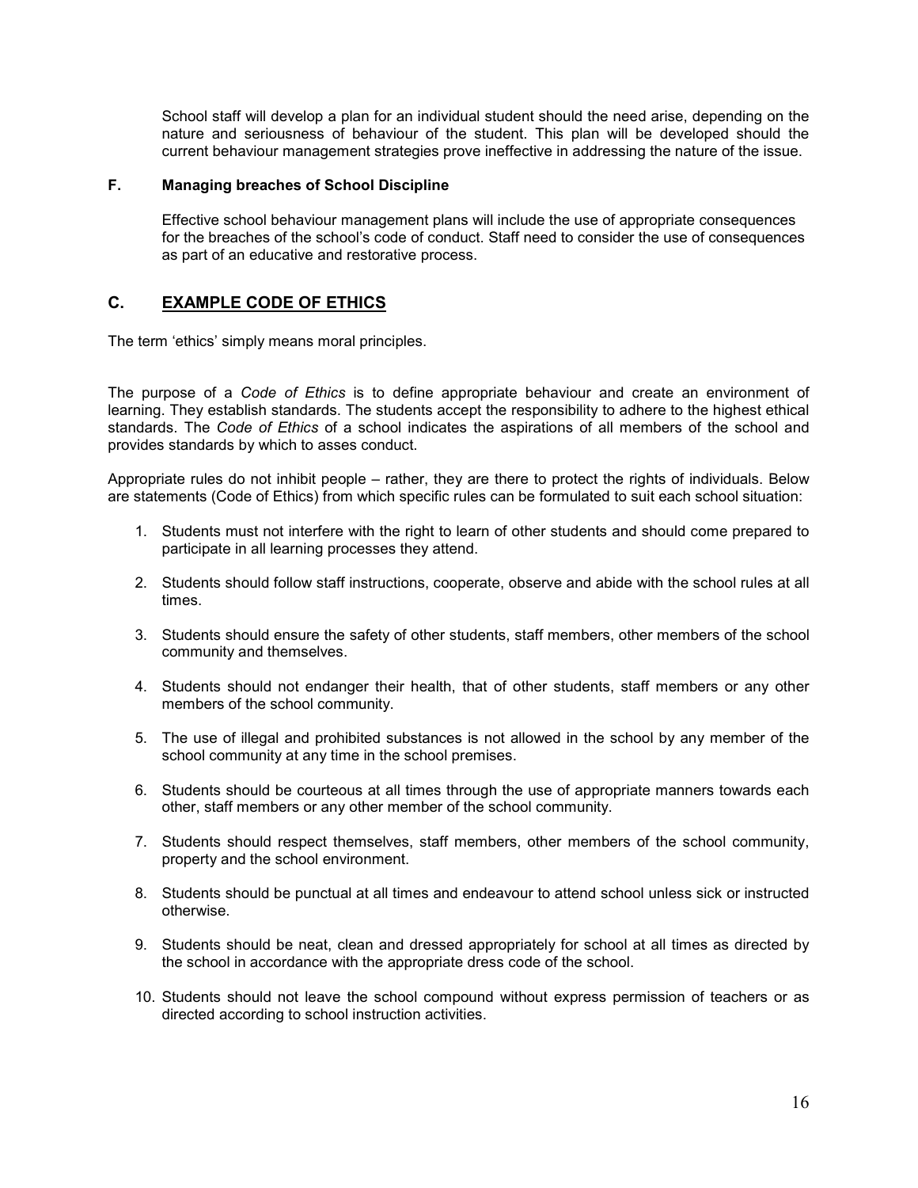School staff will develop a plan for an individual student should the need arise, depending on the nature and seriousness of behaviour of the student. This plan will be developed should the current behaviour management strategies prove ineffective in addressing the nature of the issue.

### F. Managing breaches of School Discipline

Effective school behaviour management plans will include the use of appropriate consequences for the breaches of the school's code of conduct. Staff need to consider the use of consequences as part of an educative and restorative process.

## C. EXAMPLE CODE OF ETHICS

The term 'ethics' simply means moral principles.

The purpose of a *Code of Ethics* is to define appropriate behaviour and create an environment of learning. They establish standards. The students accept the responsibility to adhere to the highest ethical standards. The *Code of Ethics* of a school indicates the aspirations of all members of the school and provides standards by which to asses conduct.

Appropriate rules do not inhibit people – rather, they are there to protect the rights of individuals. Below are statements (Code of Ethics) from which specific rules can be formulated to suit each school situation:

1. Students must not interfere with the right to learn of other students and should come prepared to participate in all learning processes they attend.
2. Students should follow staff instructions, cooperate, observe and abide with the school rules at all times.
3. Students should ensure the safety of other students, staff members, other members of the school community and themselves.
4. Students should not endanger their health, that of other students, staff members or any other members of the school community.
5. The use of illegal and prohibited substances is not allowed in the school by any member of the school community at any time in the school premises.
6. Students should be courteous at all times through the use of appropriate manners towards each other, staff members or any other member of the school community.
7. Students should respect themselves, staff members, other members of the school community, property and the school environment.
8. Students should be punctual at all times and endeavour to attend school unless sick or instructed otherwise.
9. Students should be neat, clean and dressed appropriately for school at all times as directed by the school in accordance with the appropriate dress code of the school.
10. Students should not leave the school compound without express permission of teachers or as directed according to school instruction activities.